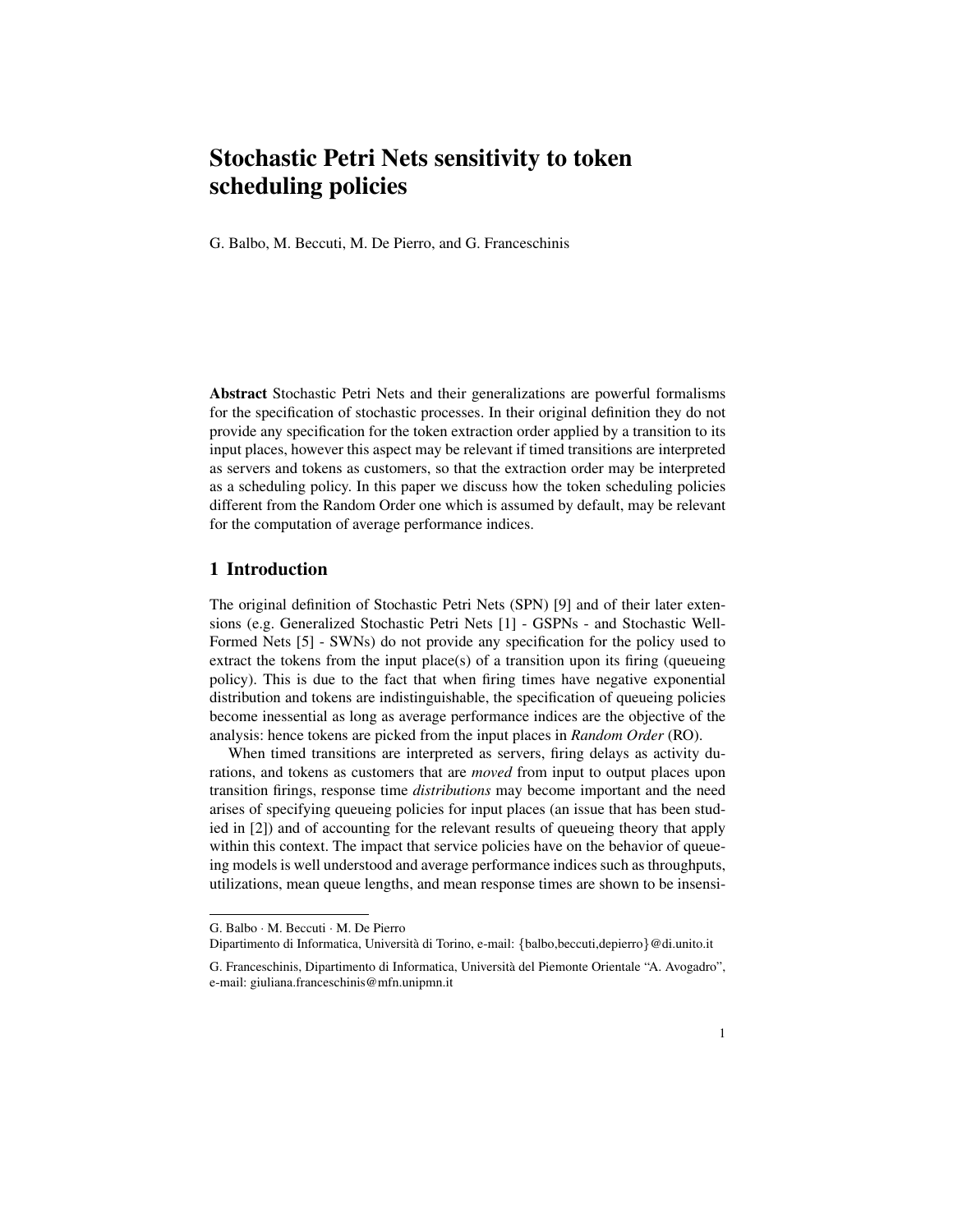# Stochastic Petri Nets sensitivity to token scheduling policies

G. Balbo, M. Beccuti, M. De Pierro, and G. Franceschinis

**Abstract** Stochastic Petri Nets and their generalizations are powerful formalisms for the specification of stochastic processes. In their original definition they do not provide any specification for the token extraction order applied by a transition to its input places, however this aspect may be relevant if timed transitions are interpreted as servers and tokens as customers, so that the extraction order may be interpreted as a scheduling policy. In this paper we discuss how the token scheduling policies different from the Random Order one which is assumed by default, may be relevant for the computation of average performance indices.

## 1 Introduction

The original definition of Stochastic Petri Nets (SPN) [9] and of their later extensions (e.g. Generalized Stochastic Petri Nets [1] - GSPNs - and Stochastic Well-Formed Nets [5] - SWNs) do not provide any specification for the policy used to extract the tokens from the input place(s) of a transition upon its firing (queueing policy). This is due to the fact that when firing times have negative exponential distribution and tokens are indistinguishable, the specification of queueing policies become inessential as long as average performance indices are the objective of the analysis: hence tokens are picked from the input places in *Random Order* (RO).

When timed transitions are interpreted as servers, firing delays as activity durations, and tokens as customers that are *moved* from input to output places upon transition firings, response time *distributions* may become important and the need arises of specifying queueing policies for input places (an issue that has been studied in [2]) and of accounting for the relevant results of queueing theory that apply within this context. The impact that service policies have on the behavior of queueing models is well understood and average performance indices such as throughputs, utilizations, mean queue lengths, and mean response times are shown to be insensi-

G. Balbo · M. Beccuti · M. De Pierro
Dipartimento di Informatica, Università di Torino, e-mail: {balbo,beccuti,depierro}@di.unito.it

G. Franceschinis, Dipartimento di Informatica, Università del Piemonte Orientale "A. Avogadro", e-mail: giuliana.franceschinis@mfn.unipmn.it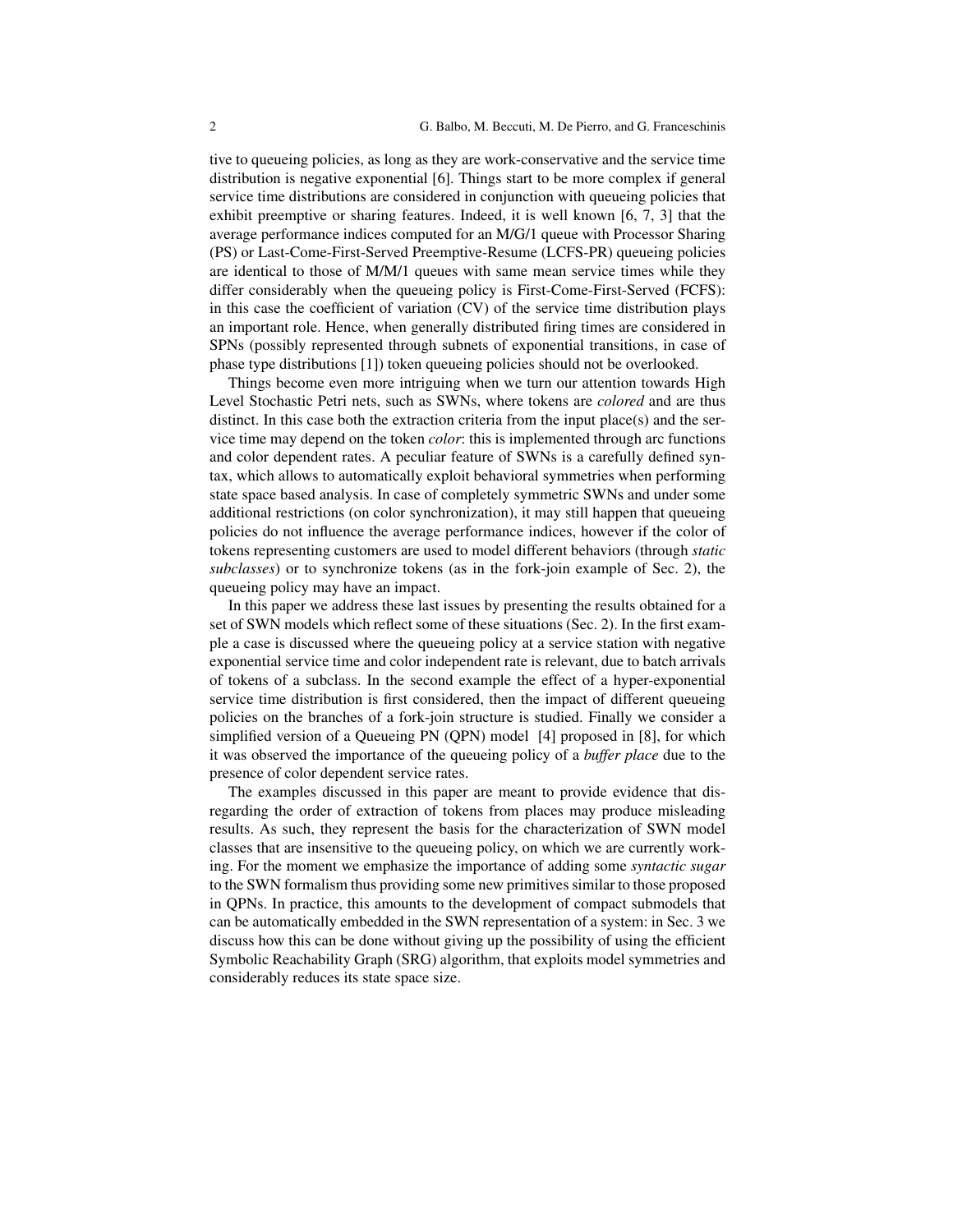tive to queueing policies, as long as they are work-conservative and the service time distribution is negative exponential [6]. Things start to be more complex if general service time distributions are considered in conjunction with queueing policies that exhibit preemptive or sharing features. Indeed, it is well known [6, 7, 3] that the average performance indices computed for an M/G/1 queue with Processor Sharing (PS) or Last-Come-First-Served Preemptive-Resume (LCFS-PR) queueing policies are identical to those of M/M/1 queues with same mean service times while they differ considerably when the queueing policy is First-Come-First-Served (FCFS): in this case the coefficient of variation (CV) of the service time distribution plays an important role. Hence, when generally distributed firing times are considered in SPNs (possibly represented through subnets of exponential transitions, in case of phase type distributions [1]) token queueing policies should not be overlooked.

Things become even more intriguing when we turn our attention towards High Level Stochastic Petri nets, such as SWNs, where tokens are *colored* and are thus distinct. In this case both the extraction criteria from the input place(s) and the service time may depend on the token *color*: this is implemented through arc functions and color dependent rates. A peculiar feature of SWNs is a carefully defined syntax, which allows to automatically exploit behavioral symmetries when performing state space based analysis. In case of completely symmetric SWNs and under some additional restrictions (on color synchronization), it may still happen that queueing policies do not influence the average performance indices, however if the color of tokens representing customers are used to model different behaviors (through *static subclasses*) or to synchronize tokens (as in the fork-join example of Sec. 2), the queueing policy may have an impact.

In this paper we address these last issues by presenting the results obtained for a set of SWN models which reflect some of these situations (Sec. 2). In the first example a case is discussed where the queueing policy at a service station with negative exponential service time and color independent rate is relevant, due to batch arrivals of tokens of a subclass. In the second example the effect of a hyper-exponential service time distribution is first considered, then the impact of different queueing policies on the branches of a fork-join structure is studied. Finally we consider a simplified version of a Queueing PN (QPN) model [4] proposed in [8], for which it was observed the importance of the queueing policy of a *buffer place* due to the presence of color dependent service rates.

The examples discussed in this paper are meant to provide evidence that disregarding the order of extraction of tokens from places may produce misleading results. As such, they represent the basis for the characterization of SWN model classes that are insensitive to the queueing policy, on which we are currently working. For the moment we emphasize the importance of adding some *syntactic sugar* to the SWN formalism thus providing some new primitives similar to those proposed in QPNs. In practice, this amounts to the development of compact submodels that can be automatically embedded in the SWN representation of a system: in Sec. 3 we discuss how this can be done without giving up the possibility of using the efficient Symbolic Reachability Graph (SRG) algorithm, that exploits model symmetries and considerably reduces its state space size.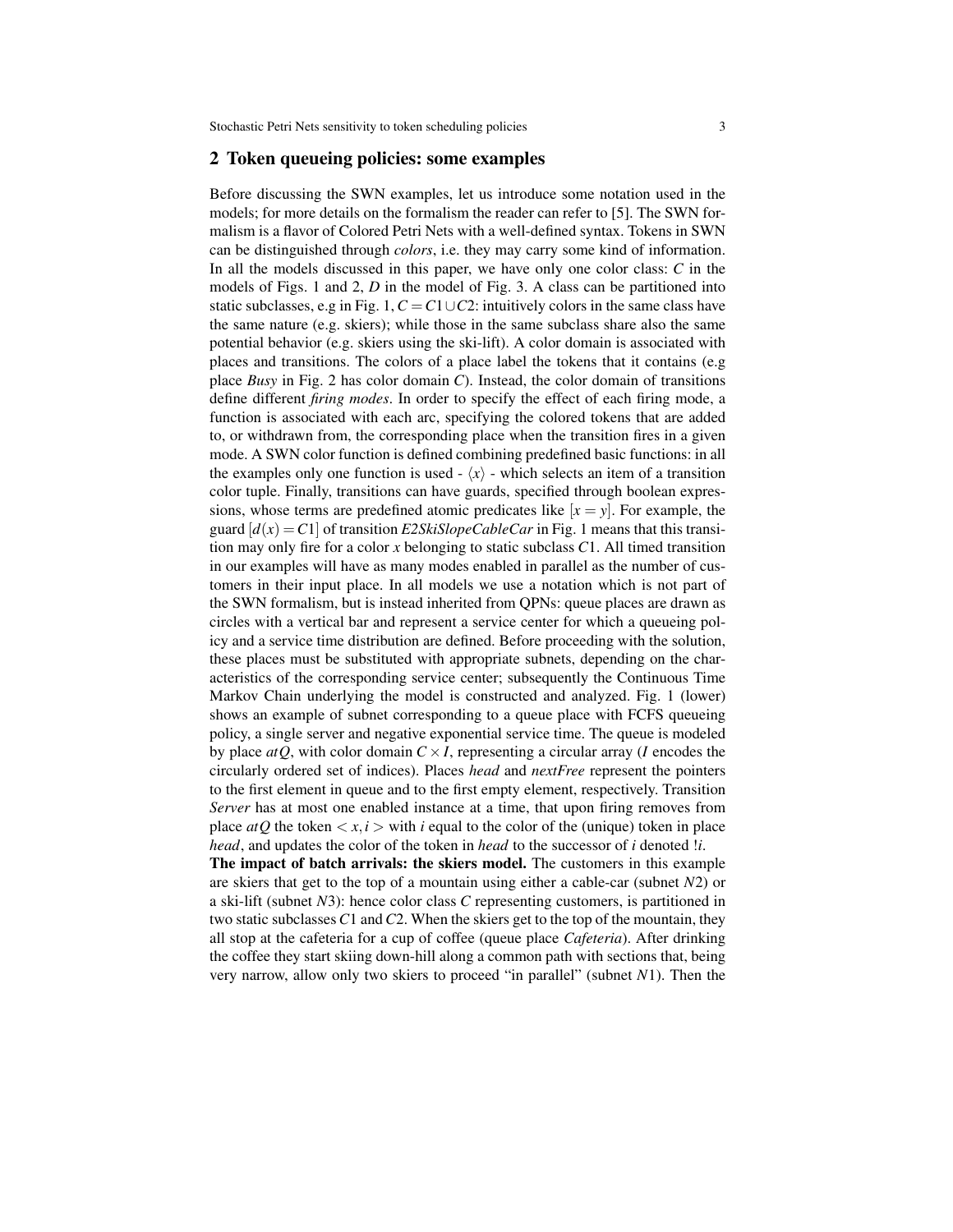## 2 Token queueing policies: some examples

Before discussing the SWN examples, let us introduce some notation used in the models; for more details on the formalism the reader can refer to [5]. The SWN formalism is a flavor of Colored Petri Nets with a well-defined syntax. Tokens in SWN can be distinguished through *colors*, i.e. they may carry some kind of information. In all the models discussed in this paper, we have only one color class: $C$ in the models of Figs. 1 and 2, $D$ in the model of Fig. 3. A class can be partitioned into static subclasses, e.g in Fig. 1, $C = C1 \cup C2$: intuitively colors in the same class have the same nature (e.g. skiers); while those in the same subclass share also the same potential behavior (e.g. skiers using the ski-lift). A color domain is associated with places and transitions. The colors of a place label the tokens that it contains (e.g place *Busy* in Fig. 2 has color domain $C$). Instead, the color domain of transitions define different *firing modes*. In order to specify the effect of each firing mode, a function is associated with each arc, specifying the colored tokens that are added to, or withdrawn from, the corresponding place when the transition fires in a given mode. A SWN color function is defined combining predefined basic functions: in all the examples only one function is used - $\langle x \rangle$ - which selects an item of a transition color tuple. Finally, transitions can have guards, specified through boolean expressions, whose terms are predefined atomic predicates like $[x = y]$. For example, the guard $[d(x) = C1]$ of transition *E2SkiSlopeCableCar* in Fig. 1 means that this transition may only fire for a color $x$ belonging to static subclass $C1$. All timed transition in our examples will have as many modes enabled in parallel as the number of customers in their input place. In all models we use a notation which is not part of the SWN formalism, but is instead inherited from QPNs: queue places are drawn as circles with a vertical bar and represent a service center for which a queueing policy and a service time distribution are defined. Before proceeding with the solution, these places must be substituted with appropriate subnets, depending on the characteristics of the corresponding service center; subsequently the Continuous Time Markov Chain underlying the model is constructed and analyzed. Fig. 1 (lower) shows an example of subnet corresponding to a queue place with FCFS queueing policy, a single server and negative exponential service time. The queue is modeled by place *atQ*, with color domain $C \times I$, representing a circular array ($I$ encodes the circularly ordered set of indices). Places *head* and *nextFree* represent the pointers to the first element in queue and to the first empty element, respectively. Transition *Server* has at most one enabled instance at a time, that upon firing removes from place *atQ* the token $< x, i >$ with $i$ equal to the color of the (unique) token in place *head*, and updates the color of the token in *head* to the successor of $i$ denoted $!i$.

**The impact of batch arrivals: the skiers model.** The customers in this example are skiers that get to the top of a mountain using either a cable-car (subnet $N2$) or a ski-lift (subnet $N3$): hence color class $C$ representing customers, is partitioned in two static subclasses $C1$ and $C2$. When the skiers get to the top of the mountain, they all stop at the cafeteria for a cup of coffee (queue place *Cafeteria*). After drinking the coffee they start skiing down-hill along a common path with sections that, being very narrow, allow only two skiers to proceed "in parallel" (subnet $N1$). Then the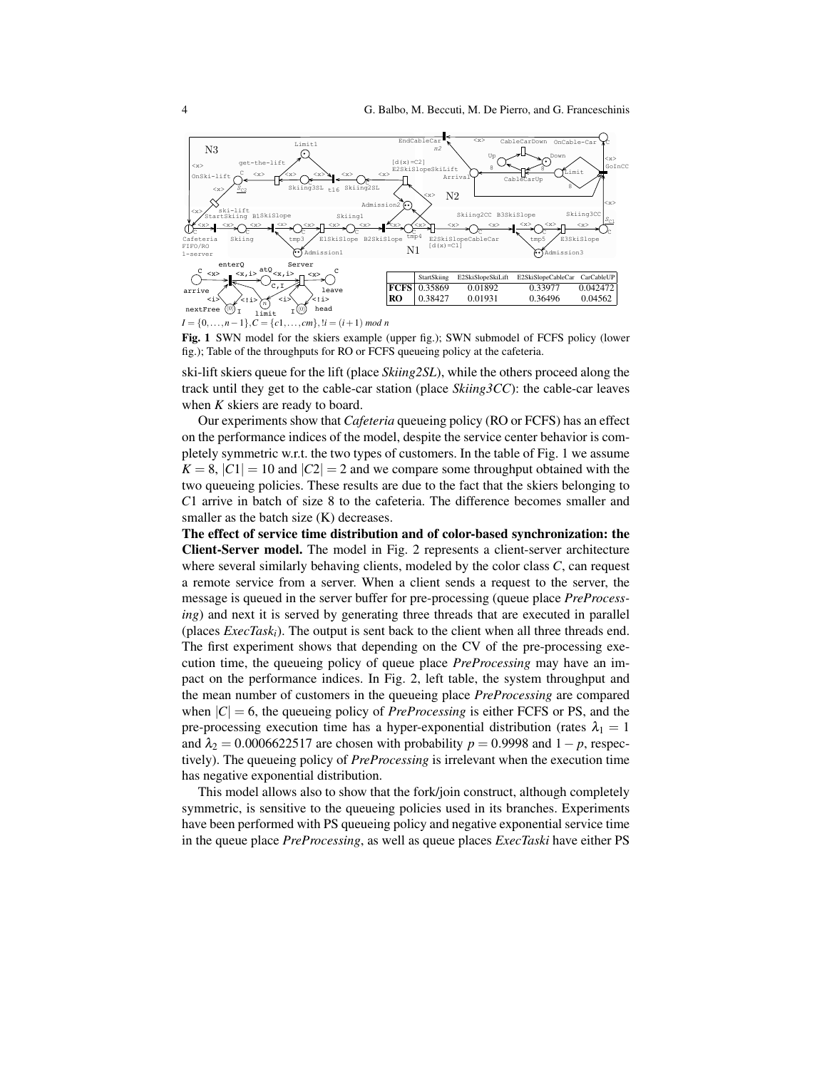| | StartSkiing | E2SkiSlopeSkiLift | E2SkiSlopeCableCar | CarCableUP |
|---|---|---|---|---|
| **FCFS** | 0.35869 | 0.01892 | 0.33977 | 0.042472 |
| **RO** | 0.38427 | 0.01931 | 0.36496 | 0.04562 |

$I = \{0,\ldots,n-1\}, C = \{c1,\ldots,cm\}, !i = (i+1)\ mod\ n$

**Fig. 1** SWN model for the skiers example (upper fig.); SWN submodel of FCFS policy (lower fig.); Table of the throughputs for RO or FCFS queueing policy at the cafeteria.

ski-lift skiers queue for the lift (place *Skiing2SL*), while the others proceed along the track until they get to the cable-car station (place *Skiing3CC*): the cable-car leaves when $K$ skiers are ready to board.

Our experiments show that *Cafeteria* queueing policy (RO or FCFS) has an effect on the performance indices of the model, despite the service center behavior is completely symmetric w.r.t. the two types of customers. In the table of Fig. 1 we assume $K = 8$, $|C1| = 10$ and $|C2| = 2$ and we compare some throughput obtained with the two queueing policies. These results are due to the fact that the skiers belonging to $C1$ arrive in batch of size 8 to the cafeteria. The difference becomes smaller and smaller as the batch size (K) decreases.

**The effect of service time distribution and of color-based synchronization: the Client-Server model.** The model in Fig. 2 represents a client-server architecture where several similarly behaving clients, modeled by the color class $C$, can request a remote service from a server. When a client sends a request to the server, the message is queued in the server buffer for pre-processing (queue place *PreProcessing*) and next it is served by generating three threads that are executed in parallel (places *ExecTask$_i$*). The output is sent back to the client when all three threads end. The first experiment shows that depending on the CV of the pre-processing execution time, the queueing policy of queue place *PreProcessing* may have an impact on the performance indices. In Fig. 2, left table, the system throughput and the mean number of customers in the queueing place *PreProcessing* are compared when $|C| = 6$, the queueing policy of *PreProcessing* is either FCFS or PS, and the pre-processing execution time has a hyper-exponential distribution (rates $\lambda_1 = 1$ and $\lambda_2 = 0.0006622517$ are chosen with probability $p = 0.9998$ and $1-p$, respectively). The queueing policy of *PreProcessing* is irrelevant when the execution time has negative exponential distribution.

This model allows also to show that the fork/join construct, although completely symmetric, is sensitive to the queueing policies used in its branches. Experiments have been performed with PS queueing policy and negative exponential service time in the queue place *PreProcessing*, as well as queue places *ExecTaski* have either PS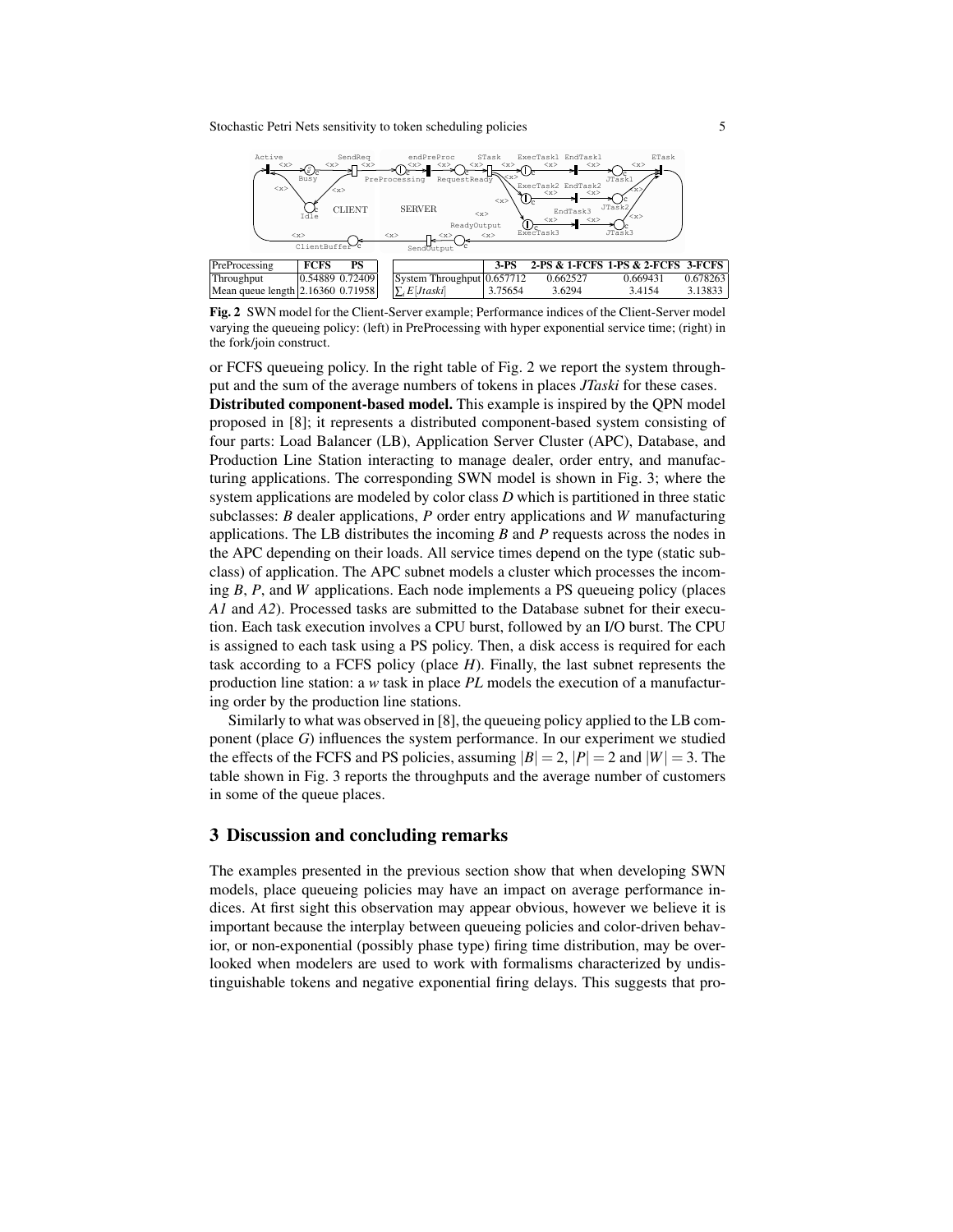| PreProcessing | FCFS | PS |
|---|---|---|
| Throughput | 0.54889 | 0.72409 |
| Mean queue length | 2.16360 | 0.71958 |

| | 3-PS | 2-PS & 1-FCFS | 1-PS & 2-FCFS | 3-FCFS |
|---|---|---|---|---|
| System Throughput | 0.657712 | 0.662527 | 0.669431 | 0.678263 |
| $\sum_i E[Jtaski]$ | 3.75654 | 3.6294 | 3.4154 | 3.13833 |

**Fig. 2** SWN model for the Client-Server example; Performance indices of the Client-Server model varying the queueing policy: (left) in PreProcessing with hyper exponential service time; (right) in the fork/join construct.

or FCFS queueing policy. In the right table of Fig. 2 we report the system throughput and the sum of the average numbers of tokens in places *JTaski* for these cases.

**Distributed component-based model.** This example is inspired by the QPN model proposed in [8]; it represents a distributed component-based system consisting of four parts: Load Balancer (LB), Application Server Cluster (APC), Database, and Production Line Station interacting to manage dealer, order entry, and manufacturing applications. The corresponding SWN model is shown in Fig. 3; where the system applications are modeled by color class *D* which is partitioned in three static subclasses: *B* dealer applications, *P* order entry applications and *W* manufacturing applications. The LB distributes the incoming *B* and *P* requests across the nodes in the APC depending on their loads. All service times depend on the type (static subclass) of application. The APC subnet models a cluster which processes the incoming *B*, *P*, and *W* applications. Each node implements a PS queueing policy (places *A1* and *A2*). Processed tasks are submitted to the Database subnet for their execution. Each task execution involves a CPU burst, followed by an I/O burst. The CPU is assigned to each task using a PS policy. Then, a disk access is required for each task according to a FCFS policy (place *H*). Finally, the last subnet represents the production line station: a *w* task in place *PL* models the execution of a manufacturing order by the production line stations.

Similarly to what was observed in [8], the queueing policy applied to the LB component (place *G*) influences the system performance. In our experiment we studied the effects of the FCFS and PS policies, assuming $|B| = 2$, $|P| = 2$ and $|W| = 3$. The table shown in Fig. 3 reports the throughputs and the average number of customers in some of the queue places.

## 3 Discussion and concluding remarks

The examples presented in the previous section show that when developing SWN models, place queueing policies may have an impact on average performance indices. At first sight this observation may appear obvious, however we believe it is important because the interplay between queueing policies and color-driven behavior, or non-exponential (possibly phase type) firing time distribution, may be overlooked when modelers are used to work with formalisms characterized by undistinguishable tokens and negative exponential firing delays. This suggests that pro-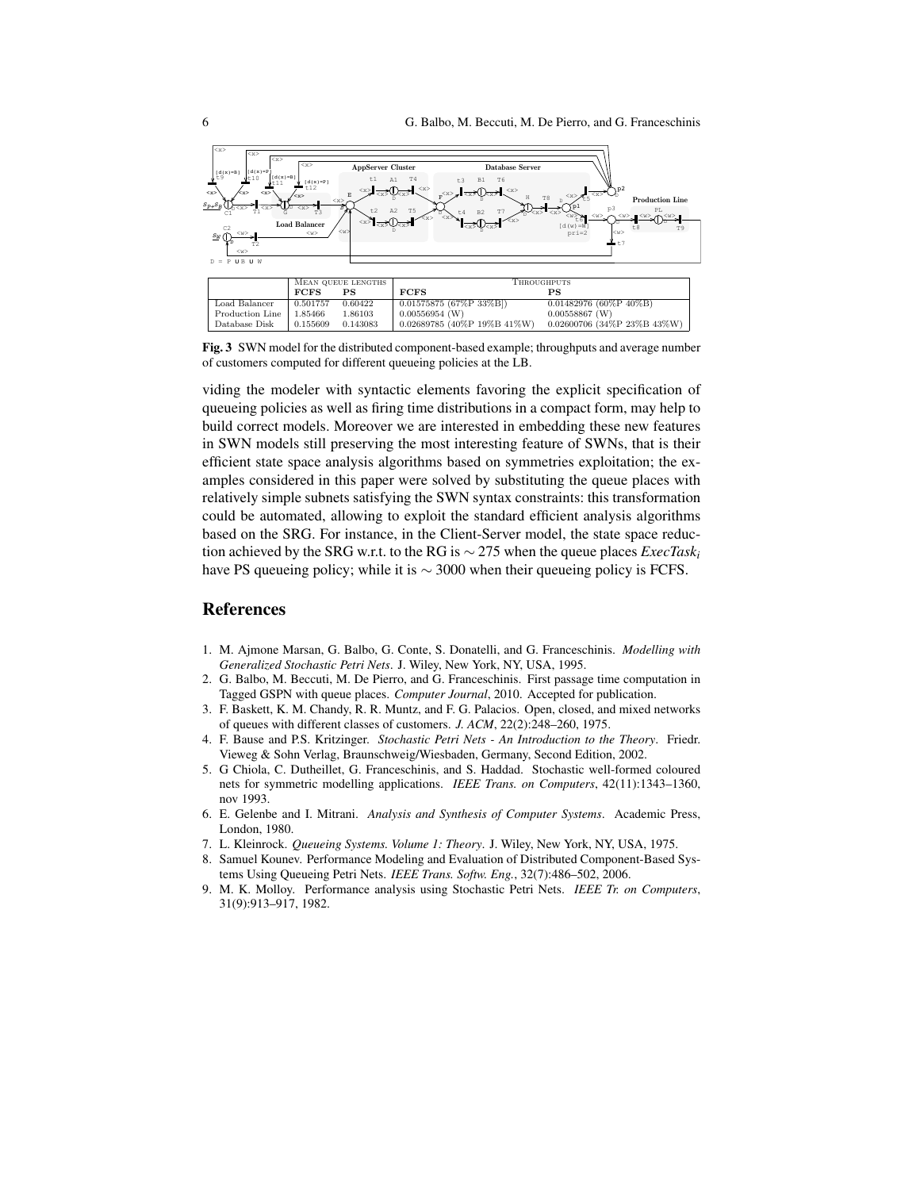Load Balancer

AppServer Cluster

Database Server

Production Line

| | Mean queue lengths | | Throughputs | |
|---|---|---|---|---|
| | **FCFS** | **PS** | **FCFS** | **PS** |
| Load Balancer | 0.501757 | 0.60422 | 0.01575875 (67%P 33%B]) | 0.01482976 (60%P 40%B) |
| Production Line | 1.85466 | 1.86103 | 0.00556954 (W) | 0.00558867 (W) |
| Database Disk | 0.155609 | 0.143083 | 0.02689785 (40%P 19%B 41%W) | 0.02600706 (34%P 23%B 43%W) |

**Fig. 3** SWN model for the distributed component-based example; throughputs and average number of customers computed for different queueing policies at the LB.

viding the modeler with syntactic elements favoring the explicit specification of queueing policies as well as firing time distributions in a compact form, may help to build correct models. Moreover we are interested in embedding these new features in SWN models still preserving the most interesting feature of SWNs, that is their efficient state space analysis algorithms based on symmetries exploitation; the examples considered in this paper were solved by substituting the queue places with relatively simple subnets satisfying the SWN syntax constraints: this transformation could be automated, allowing to exploit the standard efficient analysis algorithms based on the SRG. For instance, in the Client-Server model, the state space reduction achieved by the SRG w.r.t. to the RG is $\sim 275$ when the queue places $ExecTask_i$ have PS queueing policy; while it is $\sim 3000$ when their queueing policy is FCFS.

## References

1. M. Ajmone Marsan, G. Balbo, G. Conte, S. Donatelli, and G. Franceschinis. *Modelling with Generalized Stochastic Petri Nets*. J. Wiley, New York, NY, USA, 1995.
2. G. Balbo, M. Beccuti, M. De Pierro, and G. Franceschinis. First passage time computation in Tagged GSPN with queue places. *Computer Journal*, 2010. Accepted for publication.
3. F. Baskett, K. M. Chandy, R. R. Muntz, and F. G. Palacios. Open, closed, and mixed networks of queues with different classes of customers. *J. ACM*, 22(2):248–260, 1975.
4. F. Bause and P.S. Kritzinger. *Stochastic Petri Nets - An Introduction to the Theory*. Friedr. Vieweg & Sohn Verlag, Braunschweig/Wiesbaden, Germany, Second Edition, 2002.
5. G Chiola, C. Dutheillet, G. Franceschinis, and S. Haddad. Stochastic well-formed coloured nets for symmetric modelling applications. *IEEE Trans. on Computers*, 42(11):1343–1360, nov 1993.
6. E. Gelenbe and I. Mitrani. *Analysis and Synthesis of Computer Systems*. Academic Press, London, 1980.
7. L. Kleinrock. *Queueing Systems. Volume 1: Theory*. J. Wiley, New York, NY, USA, 1975.
8. Samuel Kounev. Performance Modeling and Evaluation of Distributed Component-Based Systems Using Queueing Petri Nets. *IEEE Trans. Softw. Eng.*, 32(7):486–502, 2006.
9. M. K. Molloy. Performance analysis using Stochastic Petri Nets. *IEEE Tr. on Computers*, 31(9):913–917, 1982.